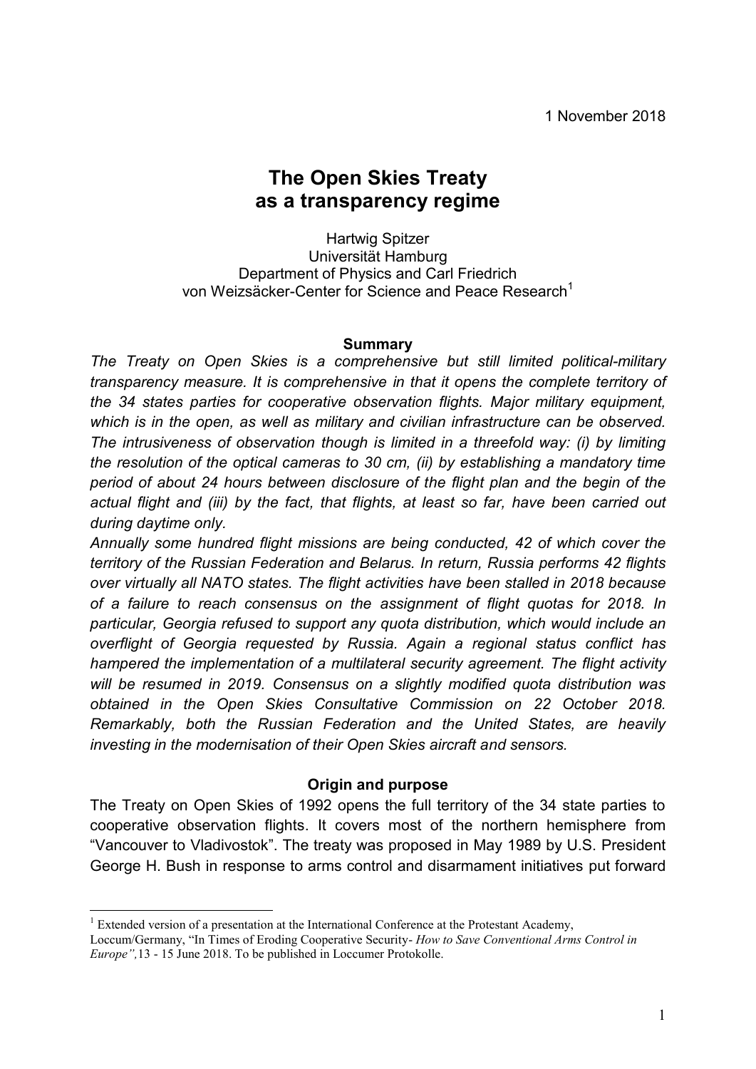1 November 2018

# The Open Skies Treaty as a transparency regime

Hartwig Spitzer
Universität Hamburg
Department of Physics and Carl Friedrich von Weizsäcker-Center for Science and Peace Research[1]

**Summary**

*The Treaty on Open Skies is a comprehensive but still limited political-military transparency measure. It is comprehensive in that it opens the complete territory of the 34 states parties for cooperative observation flights. Major military equipment, which is in the open, as well as military and civilian infrastructure can be observed. The intrusiveness of observation though is limited in a threefold way: (i) by limiting the resolution of the optical cameras to 30 cm, (ii) by establishing a mandatory time period of about 24 hours between disclosure of the flight plan and the begin of the actual flight and (iii) by the fact, that flights, at least so far, have been carried out during daytime only.*

*Annually some hundred flight missions are being conducted, 42 of which cover the territory of the Russian Federation and Belarus. In return, Russia performs 42 flights over virtually all NATO states. The flight activities have been stalled in 2018 because of a failure to reach consensus on the assignment of flight quotas for 2018. In particular, Georgia refused to support any quota distribution, which would include an overflight of Georgia requested by Russia. Again a regional status conflict has hampered the implementation of a multilateral security agreement. The flight activity will be resumed in 2019. Consensus on a slightly modified quota distribution was obtained in the Open Skies Consultative Commission on 22 October 2018. Remarkably, both the Russian Federation and the United States, are heavily investing in the modernisation of their Open Skies aircraft and sensors.*

**Origin and purpose**

The Treaty on Open Skies of 1992 opens the full territory of the 34 state parties to cooperative observation flights. It covers most of the northern hemisphere from "Vancouver to Vladivostok". The treaty was proposed in May 1989 by U.S. President George H. Bush in response to arms control and disarmament initiatives put forward

[1] Extended version of a presentation at the International Conference at the Protestant Academy, Loccum/Germany, "In Times of Eroding Cooperative Security- *How to Save Conventional Arms Control in Europe",* 13 - 15 June 2018. To be published in Loccumer Protokolle.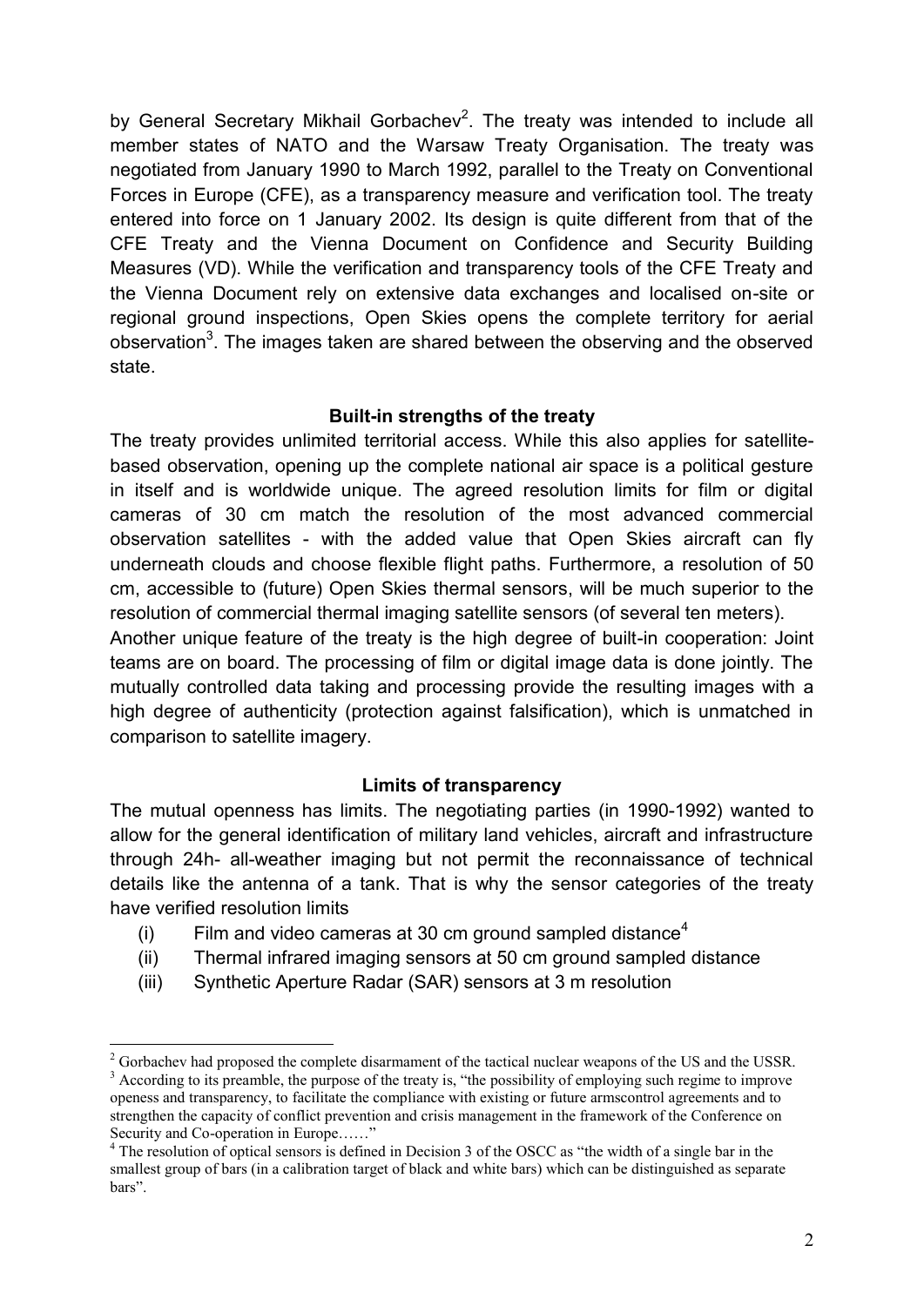by General Secretary Mikhail Gorbachev[2]. The treaty was intended to include all member states of NATO and the Warsaw Treaty Organisation. The treaty was negotiated from January 1990 to March 1992, parallel to the Treaty on Conventional Forces in Europe (CFE), as a transparency measure and verification tool. The treaty entered into force on 1 January 2002. Its design is quite different from that of the CFE Treaty and the Vienna Document on Confidence and Security Building Measures (VD). While the verification and transparency tools of the CFE Treaty and the Vienna Document rely on extensive data exchanges and localised on-site or regional ground inspections, Open Skies opens the complete territory for aerial observation[3]. The images taken are shared between the observing and the observed state.

### Built-in strengths of the treaty

The treaty provides unlimited territorial access. While this also applies for satellite-based observation, opening up the complete national air space is a political gesture in itself and is worldwide unique. The agreed resolution limits for film or digital cameras of 30 cm match the resolution of the most advanced commercial observation satellites - with the added value that Open Skies aircraft can fly underneath clouds and choose flexible flight paths. Furthermore, a resolution of 50 cm, accessible to (future) Open Skies thermal sensors, will be much superior to the resolution of commercial thermal imaging satellite sensors (of several ten meters).

Another unique feature of the treaty is the high degree of built-in cooperation: Joint teams are on board. The processing of film or digital image data is done jointly. The mutually controlled data taking and processing provide the resulting images with a high degree of authenticity (protection against falsification), which is unmatched in comparison to satellite imagery.

### Limits of transparency

The mutual openness has limits. The negotiating parties (in 1990-1992) wanted to allow for the general identification of military land vehicles, aircraft and infrastructure through 24h- all-weather imaging but not permit the reconnaissance of technical details like the antenna of a tank. That is why the sensor categories of the treaty have verified resolution limits

(i) Film and video cameras at 30 cm ground sampled distance[4]
(ii) Thermal infrared imaging sensors at 50 cm ground sampled distance
(iii) Synthetic Aperture Radar (SAR) sensors at 3 m resolution

---

[2] Gorbachev had proposed the complete disarmament of the tactical nuclear weapons of the US and the USSR.

[3] According to its preamble, the purpose of the treaty is, "the possibility of employing such regime to improve openess and transparency, to facilitate the compliance with existing or future armscontrol agreements and to strengthen the capacity of conflict prevention and crisis management in the framework of the Conference on Security and Co-operation in Europe……"

[4] The resolution of optical sensors is defined in Decision 3 of the OSCC as "the width of a single bar in the smallest group of bars (in a calibration target of black and white bars) which can be distinguished as separate bars".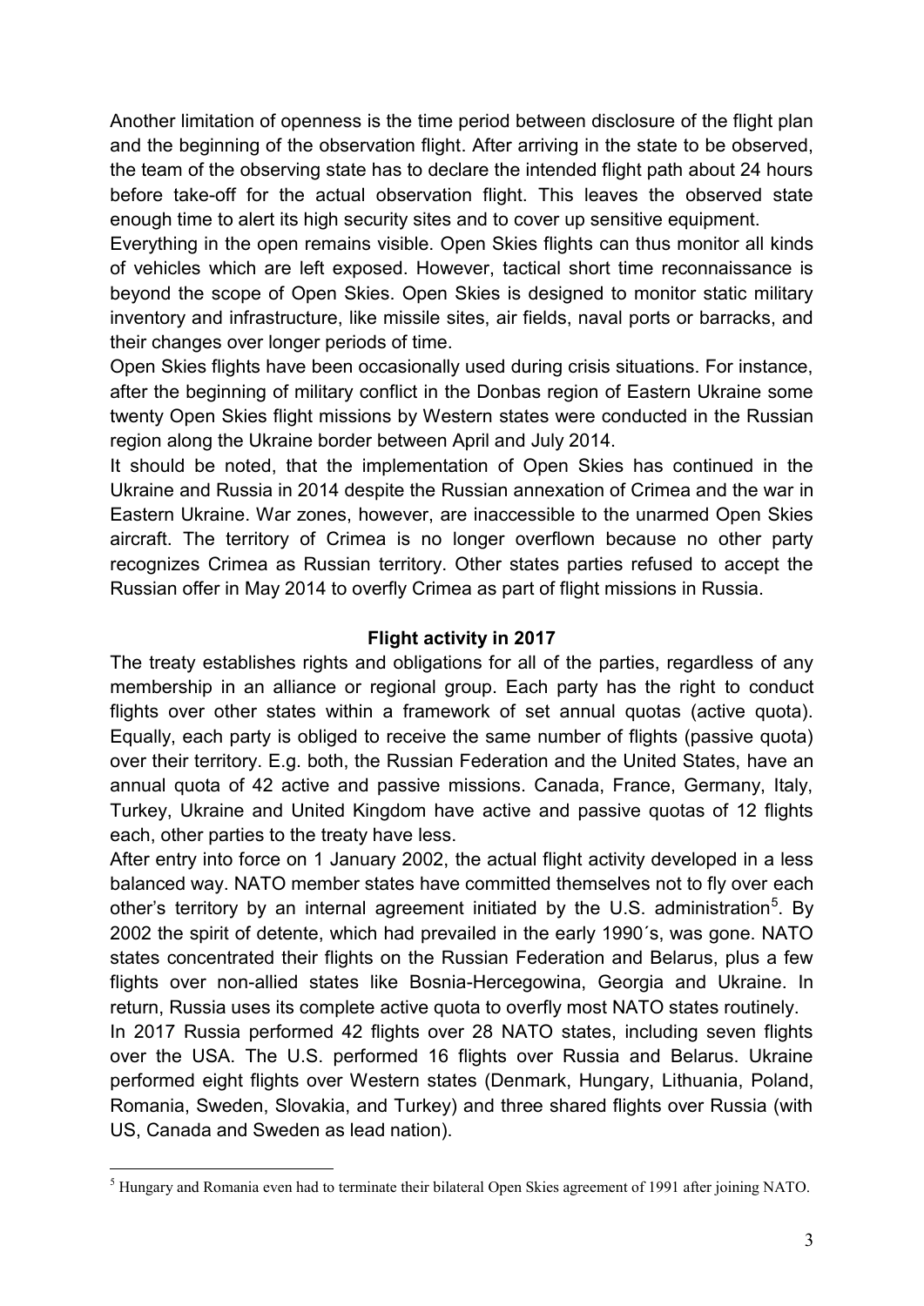Another limitation of openness is the time period between disclosure of the flight plan and the beginning of the observation flight. After arriving in the state to be observed, the team of the observing state has to declare the intended flight path about 24 hours before take-off for the actual observation flight. This leaves the observed state enough time to alert its high security sites and to cover up sensitive equipment.

Everything in the open remains visible. Open Skies flights can thus monitor all kinds of vehicles which are left exposed. However, tactical short time reconnaissance is beyond the scope of Open Skies. Open Skies is designed to monitor static military inventory and infrastructure, like missile sites, air fields, naval ports or barracks, and their changes over longer periods of time.

Open Skies flights have been occasionally used during crisis situations. For instance, after the beginning of military conflict in the Donbas region of Eastern Ukraine some twenty Open Skies flight missions by Western states were conducted in the Russian region along the Ukraine border between April and July 2014.

It should be noted, that the implementation of Open Skies has continued in the Ukraine and Russia in 2014 despite the Russian annexation of Crimea and the war in Eastern Ukraine. War zones, however, are inaccessible to the unarmed Open Skies aircraft. The territory of Crimea is no longer overflown because no other party recognizes Crimea as Russian territory. Other states parties refused to accept the Russian offer in May 2014 to overfly Crimea as part of flight missions in Russia.

## Flight activity in 2017

The treaty establishes rights and obligations for all of the parties, regardless of any membership in an alliance or regional group. Each party has the right to conduct flights over other states within a framework of set annual quotas (active quota). Equally, each party is obliged to receive the same number of flights (passive quota) over their territory. E.g. both, the Russian Federation and the United States, have an annual quota of 42 active and passive missions. Canada, France, Germany, Italy, Turkey, Ukraine and United Kingdom have active and passive quotas of 12 flights each, other parties to the treaty have less.

After entry into force on 1 January 2002, the actual flight activity developed in a less balanced way. NATO member states have committed themselves not to fly over each other's territory by an internal agreement initiated by the U.S. administration[5]. By 2002 the spirit of detente, which had prevailed in the early 1990´s, was gone. NATO states concentrated their flights on the Russian Federation and Belarus, plus a few flights over non-allied states like Bosnia-Hercegowina, Georgia and Ukraine. In return, Russia uses its complete active quota to overfly most NATO states routinely.

In 2017 Russia performed 42 flights over 28 NATO states, including seven flights over the USA. The U.S. performed 16 flights over Russia and Belarus. Ukraine performed eight flights over Western states (Denmark, Hungary, Lithuania, Poland, Romania, Sweden, Slovakia, and Turkey) and three shared flights over Russia (with US, Canada and Sweden as lead nation).

[5] Hungary and Romania even had to terminate their bilateral Open Skies agreement of 1991 after joining NATO.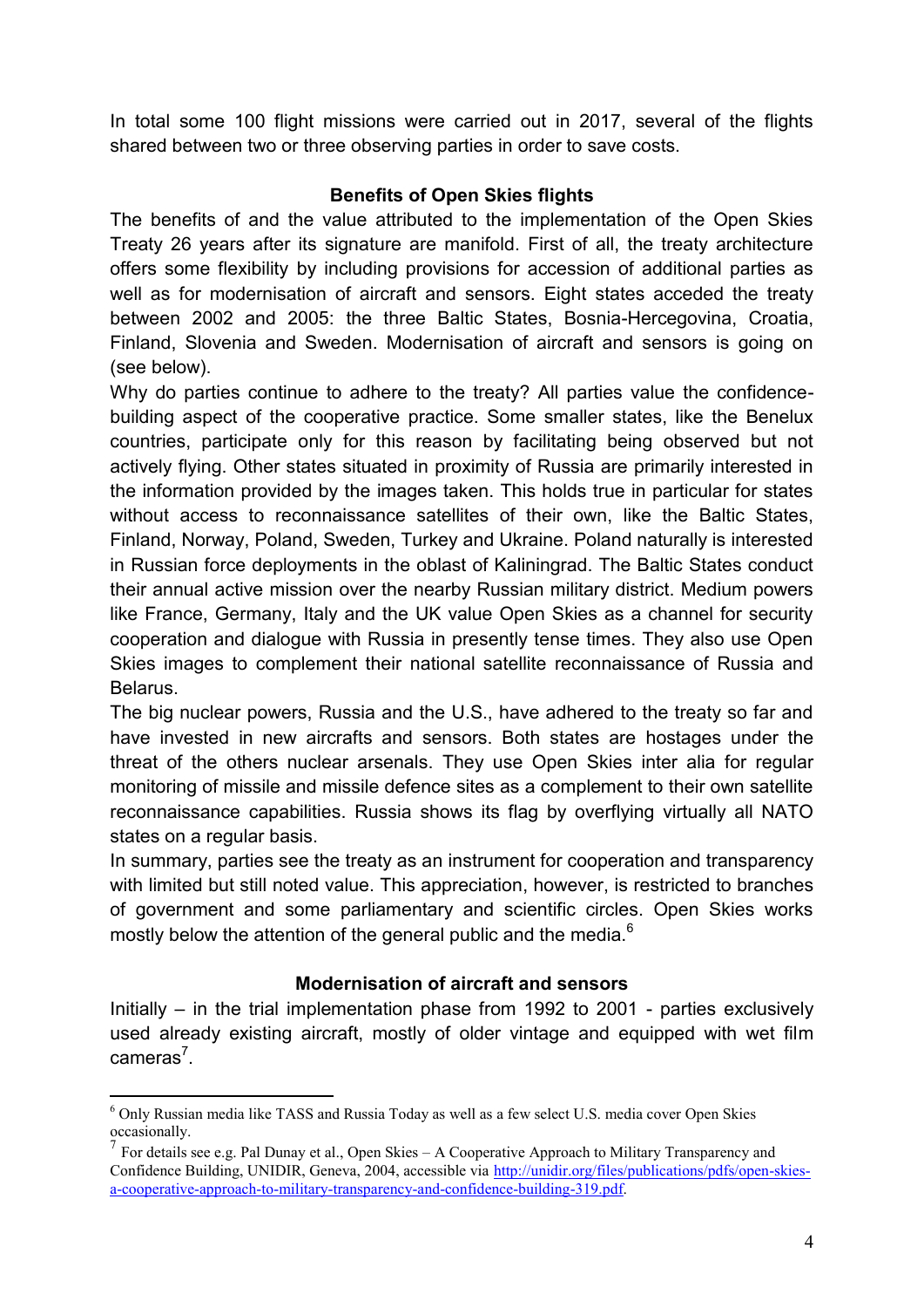In total some 100 flight missions were carried out in 2017, several of the flights shared between two or three observing parties in order to save costs.

## Benefits of Open Skies flights

The benefits of and the value attributed to the implementation of the Open Skies Treaty 26 years after its signature are manifold. First of all, the treaty architecture offers some flexibility by including provisions for accession of additional parties as well as for modernisation of aircraft and sensors. Eight states acceded the treaty between 2002 and 2005: the three Baltic States, Bosnia-Hercegovina, Croatia, Finland, Slovenia and Sweden. Modernisation of aircraft and sensors is going on (see below).

Why do parties continue to adhere to the treaty? All parties value the confidence-building aspect of the cooperative practice. Some smaller states, like the Benelux countries, participate only for this reason by facilitating being observed but not actively flying. Other states situated in proximity of Russia are primarily interested in the information provided by the images taken. This holds true in particular for states without access to reconnaissance satellites of their own, like the Baltic States, Finland, Norway, Poland, Sweden, Turkey and Ukraine. Poland naturally is interested in Russian force deployments in the oblast of Kaliningrad. The Baltic States conduct their annual active mission over the nearby Russian military district. Medium powers like France, Germany, Italy and the UK value Open Skies as a channel for security cooperation and dialogue with Russia in presently tense times. They also use Open Skies images to complement their national satellite reconnaissance of Russia and Belarus.

The big nuclear powers, Russia and the U.S., have adhered to the treaty so far and have invested in new aircrafts and sensors. Both states are hostages under the threat of the others nuclear arsenals. They use Open Skies inter alia for regular monitoring of missile and missile defence sites as a complement to their own satellite reconnaissance capabilities. Russia shows its flag by overflying virtually all NATO states on a regular basis.

In summary, parties see the treaty as an instrument for cooperation and transparency with limited but still noted value. This appreciation, however, is restricted to branches of government and some parliamentary and scientific circles. Open Skies works mostly below the attention of the general public and the media.[6]

## Modernisation of aircraft and sensors

Initially – in the trial implementation phase from 1992 to 2001 - parties exclusively used already existing aircraft, mostly of older vintage and equipped with wet film cameras[7].

---

[6] Only Russian media like TASS and Russia Today as well as a few select U.S. media cover Open Skies occasionally.

[7] For details see e.g. Pal Dunay et al., Open Skies – A Cooperative Approach to Military Transparency and Confidence Building, UNIDIR, Geneva, 2004, accessible via http://unidir.org/files/publications/pdfs/open-skies-a-cooperative-approach-to-military-transparency-and-confidence-building-319.pdf.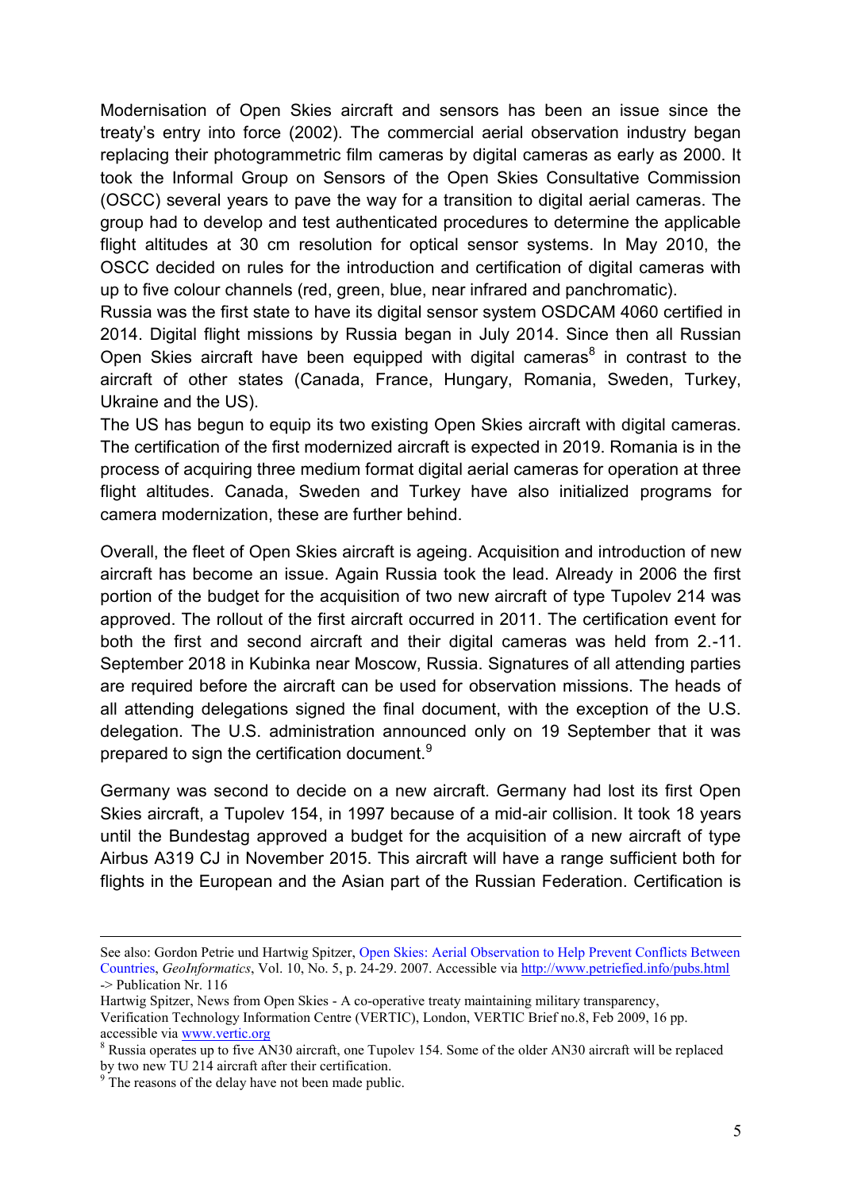Modernisation of Open Skies aircraft and sensors has been an issue since the treaty's entry into force (2002). The commercial aerial observation industry began replacing their photogrammetric film cameras by digital cameras as early as 2000. It took the Informal Group on Sensors of the Open Skies Consultative Commission (OSCC) several years to pave the way for a transition to digital aerial cameras. The group had to develop and test authenticated procedures to determine the applicable flight altitudes at 30 cm resolution for optical sensor systems. In May 2010, the OSCC decided on rules for the introduction and certification of digital cameras with up to five colour channels (red, green, blue, near infrared and panchromatic).
Russia was the first state to have its digital sensor system OSDCAM 4060 certified in 2014. Digital flight missions by Russia began in July 2014. Since then all Russian Open Skies aircraft have been equipped with digital cameras[8] in contrast to the aircraft of other states (Canada, France, Hungary, Romania, Sweden, Turkey, Ukraine and the US).
The US has begun to equip its two existing Open Skies aircraft with digital cameras. The certification of the first modernized aircraft is expected in 2019. Romania is in the process of acquiring three medium format digital aerial cameras for operation at three flight altitudes. Canada, Sweden and Turkey have also initialized programs for camera modernization, these are further behind.

Overall, the fleet of Open Skies aircraft is ageing. Acquisition and introduction of new aircraft has become an issue. Again Russia took the lead. Already in 2006 the first portion of the budget for the acquisition of two new aircraft of type Tupolev 214 was approved. The rollout of the first aircraft occurred in 2011. The certification event for both the first and second aircraft and their digital cameras was held from 2.-11. September 2018 in Kubinka near Moscow, Russia. Signatures of all attending parties are required before the aircraft can be used for observation missions. The heads of all attending delegations signed the final document, with the exception of the U.S. delegation. The U.S. administration announced only on 19 September that it was prepared to sign the certification document.[9]

Germany was second to decide on a new aircraft. Germany had lost its first Open Skies aircraft, a Tupolev 154, in 1997 because of a mid-air collision. It took 18 years until the Bundestag approved a budget for the acquisition of a new aircraft of type Airbus A319 CJ in November 2015. This aircraft will have a range sufficient both for flights in the European and the Asian part of the Russian Federation. Certification is

---

See also: Gordon Petrie und Hartwig Spitzer, Open Skies: Aerial Observation to Help Prevent Conflicts Between Countries, *GeoInformatics*, Vol. 10, No. 5, p. 24-29. 2007. Accessible via http://www.petriefied.info/pubs.html -> Publication Nr. 116
Hartwig Spitzer, News from Open Skies - A co-operative treaty maintaining military transparency, Verification Technology Information Centre (VERTIC), London, VERTIC Brief no.8, Feb 2009, 16 pp. accessible via www.vertic.org

[8] Russia operates up to five AN30 aircraft, one Tupolev 154. Some of the older AN30 aircraft will be replaced by two new TU 214 aircraft after their certification.

[9] The reasons of the delay have not been made public.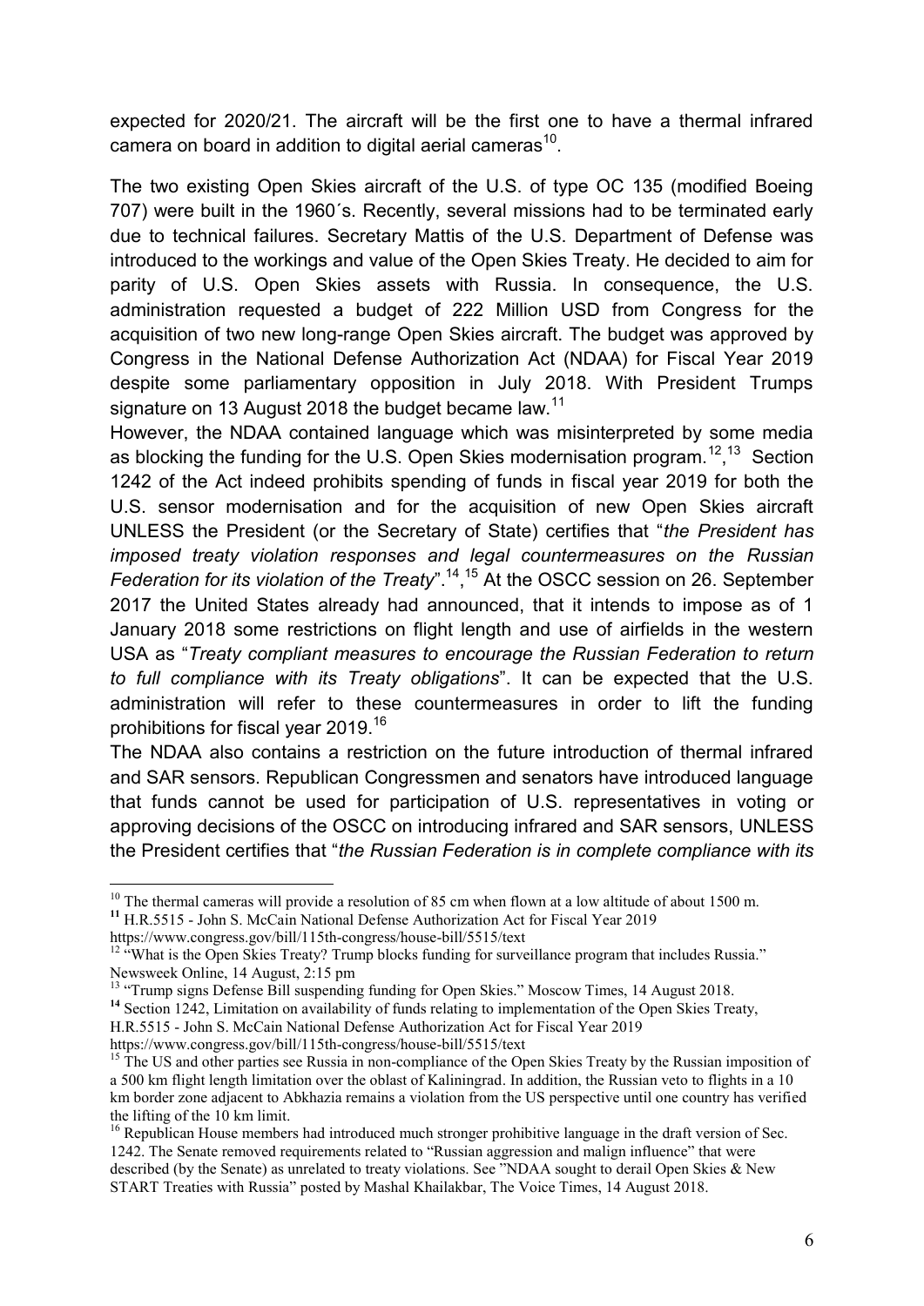expected for 2020/21. The aircraft will be the first one to have a thermal infrared camera on board in addition to digital aerial cameras[10].

The two existing Open Skies aircraft of the U.S. of type OC 135 (modified Boeing 707) were built in the 1960´s. Recently, several missions had to be terminated early due to technical failures. Secretary Mattis of the U.S. Department of Defense was introduced to the workings and value of the Open Skies Treaty. He decided to aim for parity of U.S. Open Skies assets with Russia. In consequence, the U.S. administration requested a budget of 222 Million USD from Congress for the acquisition of two new long-range Open Skies aircraft. The budget was approved by Congress in the National Defense Authorization Act (NDAA) for Fiscal Year 2019 despite some parliamentary opposition in July 2018. With President Trumps signature on 13 August 2018 the budget became law.[11]

However, the NDAA contained language which was misinterpreted by some media as blocking the funding for the U.S. Open Skies modernisation program.[12],[13] Section 1242 of the Act indeed prohibits spending of funds in fiscal year 2019 for both the U.S. sensor modernisation and for the acquisition of new Open Skies aircraft UNLESS the President (or the Secretary of State) certifies that "*the President has imposed treaty violation responses and legal countermeasures on the Russian Federation for its violation of the Treaty*".[14],[15] At the OSCC session on 26. September 2017 the United States already had announced, that it intends to impose as of 1 January 2018 some restrictions on flight length and use of airfields in the western USA as "*Treaty compliant measures to encourage the Russian Federation to return to full compliance with its Treaty obligations*". It can be expected that the U.S. administration will refer to these countermeasures in order to lift the funding prohibitions for fiscal year 2019.[16]

The NDAA also contains a restriction on the future introduction of thermal infrared and SAR sensors. Republican Congressmen and senators have introduced language that funds cannot be used for participation of U.S. representatives in voting or approving decisions of the OSCC on introducing infrared and SAR sensors, UNLESS the President certifies that "*the Russian Federation is in complete compliance with its*

---

[10] The thermal cameras will provide a resolution of 85 cm when flown at a low altitude of about 1500 m.

[11] H.R.5515 - John S. McCain National Defense Authorization Act for Fiscal Year 2019 https://www.congress.gov/bill/115th-congress/house-bill/5515/text

[12] "What is the Open Skies Treaty? Trump blocks funding for surveillance program that includes Russia." Newsweek Online, 14 August, 2:15 pm

[13] "Trump signs Defense Bill suspending funding for Open Skies." Moscow Times, 14 August 2018.

[14] Section 1242, Limitation on availability of funds relating to implementation of the Open Skies Treaty, H.R.5515 - John S. McCain National Defense Authorization Act for Fiscal Year 2019 https://www.congress.gov/bill/115th-congress/house-bill/5515/text

[15] The US and other parties see Russia in non-compliance of the Open Skies Treaty by the Russian imposition of a 500 km flight length limitation over the oblast of Kaliningrad. In addition, the Russian veto to flights in a 10 km border zone adjacent to Abkhazia remains a violation from the US perspective until one country has verified the lifting of the 10 km limit.

[16] Republican House members had introduced much stronger prohibitive language in the draft version of Sec. 1242. The Senate removed requirements related to "Russian aggression and malign influence" that were described (by the Senate) as unrelated to treaty violations. See "NDAA sought to derail Open Skies & New START Treaties with Russia" posted by Mashal Khailakbar, The Voice Times, 14 August 2018.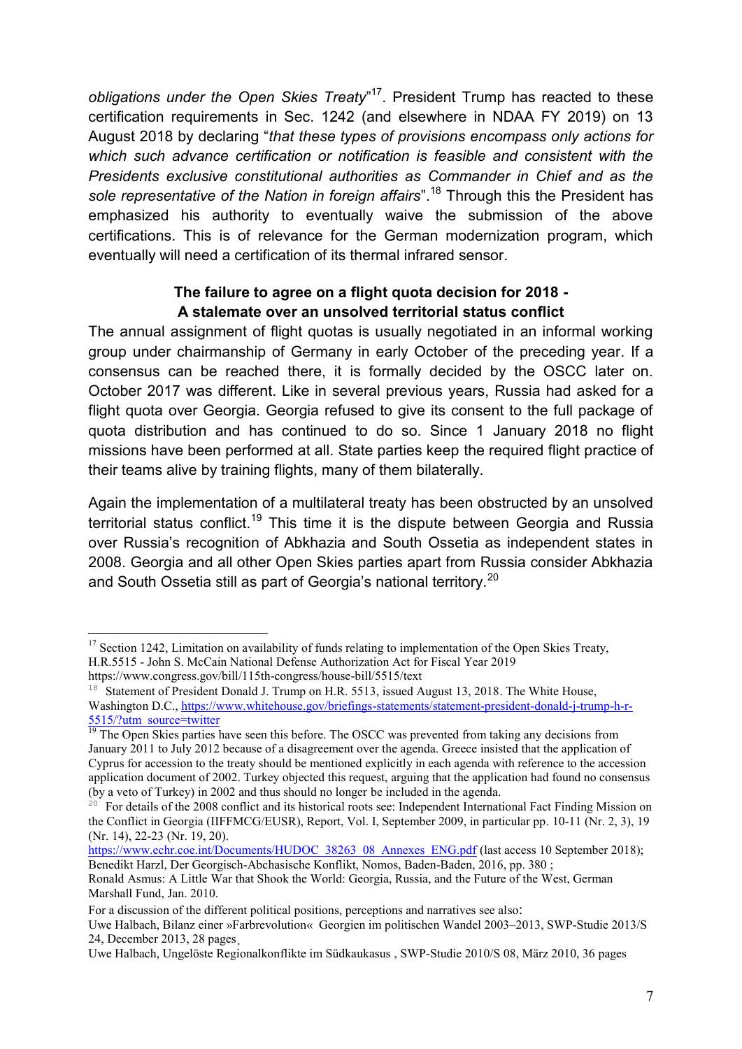*obligations under the Open Skies Treaty*"[17]. President Trump has reacted to these certification requirements in Sec. 1242 (and elsewhere in NDAA FY 2019) on 13 August 2018 by declaring "*that these types of provisions encompass only actions for which such advance certification or notification is feasible and consistent with the Presidents exclusive constitutional authorities as Commander in Chief and as the sole representative of the Nation in foreign affairs*".[18] Through this the President has emphasized his authority to eventually waive the submission of the above certifications. This is of relevance for the German modernization program, which eventually will need a certification of its thermal infrared sensor.

## The failure to agree on a flight quota decision for 2018 - A stalemate over an unsolved territorial status conflict

The annual assignment of flight quotas is usually negotiated in an informal working group under chairmanship of Germany in early October of the preceding year. If a consensus can be reached there, it is formally decided by the OSCC later on. October 2017 was different. Like in several previous years, Russia had asked for a flight quota over Georgia. Georgia refused to give its consent to the full package of quota distribution and has continued to do so. Since 1 January 2018 no flight missions have been performed at all. State parties keep the required flight practice of their teams alive by training flights, many of them bilaterally.

Again the implementation of a multilateral treaty has been obstructed by an unsolved territorial status conflict.[19] This time it is the dispute between Georgia and Russia over Russia's recognition of Abkhazia and South Ossetia as independent states in 2008. Georgia and all other Open Skies parties apart from Russia consider Abkhazia and South Ossetia still as part of Georgia's national territory.[20]

---

[17] Section 1242, Limitation on availability of funds relating to implementation of the Open Skies Treaty, H.R.5515 - John S. McCain National Defense Authorization Act for Fiscal Year 2019 https://www.congress.gov/bill/115th-congress/house-bill/5515/text

[18] Statement of President Donald J. Trump on H.R. 5513, issued August 13, 2018. The White House, Washington D.C., https://www.whitehouse.gov/briefings-statements/statement-president-donald-j-trump-h-r-5515/?utm_source=twitter

[19] The Open Skies parties have seen this before. The OSCC was prevented from taking any decisions from January 2011 to July 2012 because of a disagreement over the agenda. Greece insisted that the application of Cyprus for accession to the treaty should be mentioned explicitly in each agenda with reference to the accession application document of 2002. Turkey objected this request, arguing that the application had found no consensus (by a veto of Turkey) in 2002 and thus should no longer be included in the agenda.

[20] For details of the 2008 conflict and its historical roots see: Independent International Fact Finding Mission on the Conflict in Georgia (IIFFMCG/EUSR), Report, Vol. I, September 2009, in particular pp. 10-11 (Nr. 2, 3), 19 (Nr. 14), 22-23 (Nr. 19, 20).
https://www.echr.coe.int/Documents/HUDOC_38263_08_Annexes_ENG.pdf (last access 10 September 2018); Benedikt Harzl, Der Georgisch-Abchasische Konflikt, Nomos, Baden-Baden, 2016, pp. 380 ;
Ronald Asmus: A Little War that Shook the World: Georgia, Russia, and the Future of the West, German Marshall Fund, Jan. 2010.
For a discussion of the different political positions, perceptions and narratives see also:
Uwe Halbach, Bilanz einer »Farbrevolution« Georgien im politischen Wandel 2003–2013, SWP-Studie 2013/S 24, December 2013, 28 pages¸
Uwe Halbach, Ungelöste Regionalkonflikte im Südkaukasus , SWP-Studie 2010/S 08, März 2010, 36 pages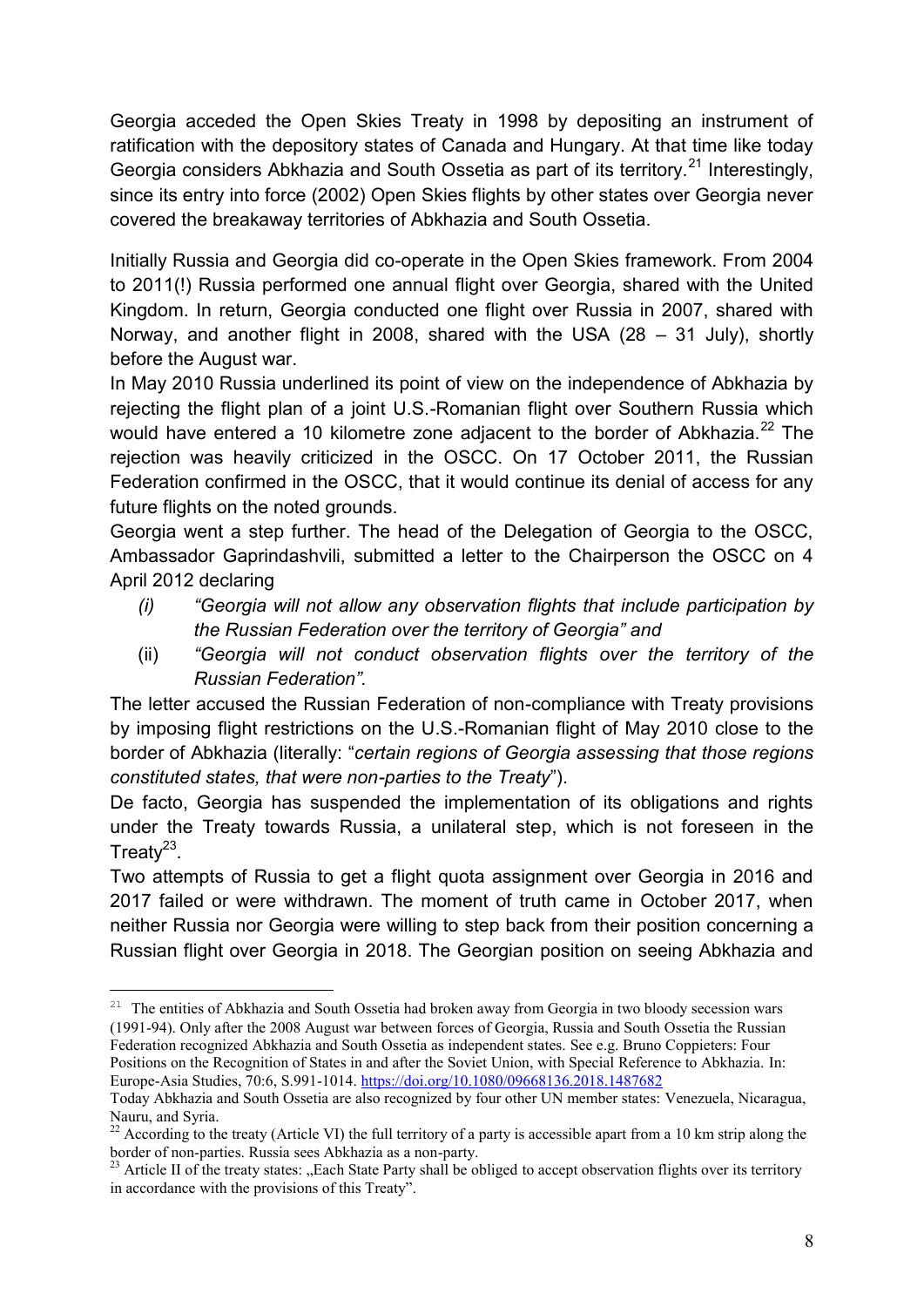Georgia acceded the Open Skies Treaty in 1998 by depositing an instrument of ratification with the depository states of Canada and Hungary. At that time like today Georgia considers Abkhazia and South Ossetia as part of its territory.[21] Interestingly, since its entry into force (2002) Open Skies flights by other states over Georgia never covered the breakaway territories of Abkhazia and South Ossetia.

Initially Russia and Georgia did co-operate in the Open Skies framework. From 2004 to 2011(!) Russia performed one annual flight over Georgia, shared with the United Kingdom. In return, Georgia conducted one flight over Russia in 2007, shared with Norway, and another flight in 2008, shared with the USA (28 – 31 July), shortly before the August war.

In May 2010 Russia underlined its point of view on the independence of Abkhazia by rejecting the flight plan of a joint U.S.-Romanian flight over Southern Russia which would have entered a 10 kilometre zone adjacent to the border of Abkhazia.[22] The rejection was heavily criticized in the OSCC. On 17 October 2011, the Russian Federation confirmed in the OSCC, that it would continue its denial of access for any future flights on the noted grounds.

Georgia went a step further. The head of the Delegation of Georgia to the OSCC, Ambassador Gaprindashvili, submitted a letter to the Chairperson the OSCC on 4 April 2012 declaring

- (i) *"Georgia will not allow any observation flights that include participation by the Russian Federation over the territory of Georgia" and*
- (ii) *"Georgia will not conduct observation flights over the territory of the Russian Federation".*

The letter accused the Russian Federation of non-compliance with Treaty provisions by imposing flight restrictions on the U.S.-Romanian flight of May 2010 close to the border of Abkhazia (literally: "*certain regions of Georgia assessing that those regions constituted states, that were non-parties to the Treaty*").

De facto, Georgia has suspended the implementation of its obligations and rights under the Treaty towards Russia, a unilateral step, which is not foreseen in the Treaty[23].

Two attempts of Russia to get a flight quota assignment over Georgia in 2016 and 2017 failed or were withdrawn. The moment of truth came in October 2017, when neither Russia nor Georgia were willing to step back from their position concerning a Russian flight over Georgia in 2018. The Georgian position on seeing Abkhazia and

---

[21] The entities of Abkhazia and South Ossetia had broken away from Georgia in two bloody secession wars (1991-94). Only after the 2008 August war between forces of Georgia, Russia and South Ossetia the Russian Federation recognized Abkhazia and South Ossetia as independent states. See e.g. Bruno Coppieters: Four Positions on the Recognition of States in and after the Soviet Union, with Special Reference to Abkhazia. In: Europe-Asia Studies, 70:6, S.991-1014. https://doi.org/10.1080/09668136.2018.1487682

Today Abkhazia and South Ossetia are also recognized by four other UN member states: Venezuela, Nicaragua, Nauru, and Syria.

[22] According to the treaty (Article VI) the full territory of a party is accessible apart from a 10 km strip along the border of non-parties. Russia sees Abkhazia as a non-party.

[23] Article II of the treaty states: „Each State Party shall be obliged to accept observation flights over its territory in accordance with the provisions of this Treaty".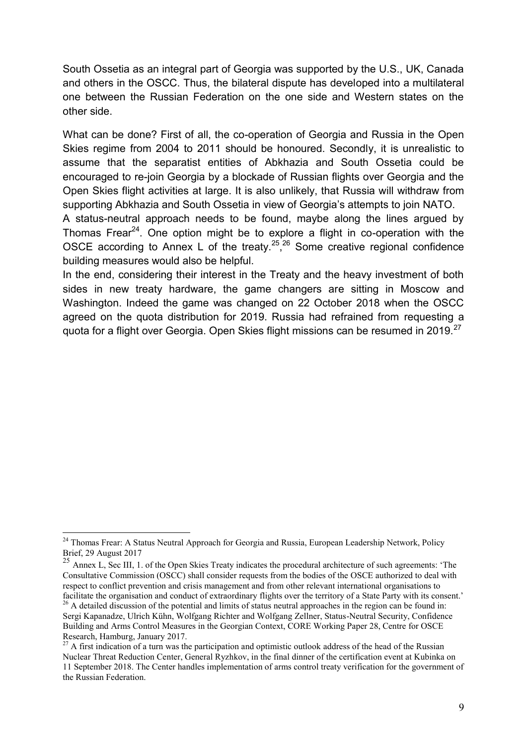South Ossetia as an integral part of Georgia was supported by the U.S., UK, Canada and others in the OSCC. Thus, the bilateral dispute has developed into a multilateral one between the Russian Federation on the one side and Western states on the other side.

What can be done? First of all, the co-operation of Georgia and Russia in the Open Skies regime from 2004 to 2011 should be honoured. Secondly, it is unrealistic to assume that the separatist entities of Abkhazia and South Ossetia could be encouraged to re-join Georgia by a blockade of Russian flights over Georgia and the Open Skies flight activities at large. It is also unlikely, that Russia will withdraw from supporting Abkhazia and South Ossetia in view of Georgia's attempts to join NATO.

A status-neutral approach needs to be found, maybe along the lines argued by Thomas Frear[24]. One option might be to explore a flight in co-operation with the OSCE according to Annex L of the treaty.[25],[26] Some creative regional confidence building measures would also be helpful.

In the end, considering their interest in the Treaty and the heavy investment of both sides in new treaty hardware, the game changers are sitting in Moscow and Washington. Indeed the game was changed on 22 October 2018 when the OSCC agreed on the quota distribution for 2019. Russia had refrained from requesting a quota for a flight over Georgia. Open Skies flight missions can be resumed in 2019.[27]

---

[24] Thomas Frear: A Status Neutral Approach for Georgia and Russia, European Leadership Network, Policy Brief, 29 August 2017

[25] Annex L, Sec III, 1. of the Open Skies Treaty indicates the procedural architecture of such agreements: 'The Consultative Commission (OSCC) shall consider requests from the bodies of the OSCE authorized to deal with respect to conflict prevention and crisis management and from other relevant international organisations to facilitate the organisation and conduct of extraordinary flights over the territory of a State Party with its consent.'

[26] A detailed discussion of the potential and limits of status neutral approaches in the region can be found in: Sergi Kapanadze, Ulrich Kühn, Wolfgang Richter and Wolfgang Zellner, Status-Neutral Security, Confidence Building and Arms Control Measures in the Georgian Context, CORE Working Paper 28, Centre for OSCE Research, Hamburg, January 2017.

[27] A first indication of a turn was the participation and optimistic outlook address of the head of the Russian Nuclear Threat Reduction Center, General Ryzhkov, in the final dinner of the certification event at Kubinka on 11 September 2018. The Center handles implementation of arms control treaty verification for the government of the Russian Federation.